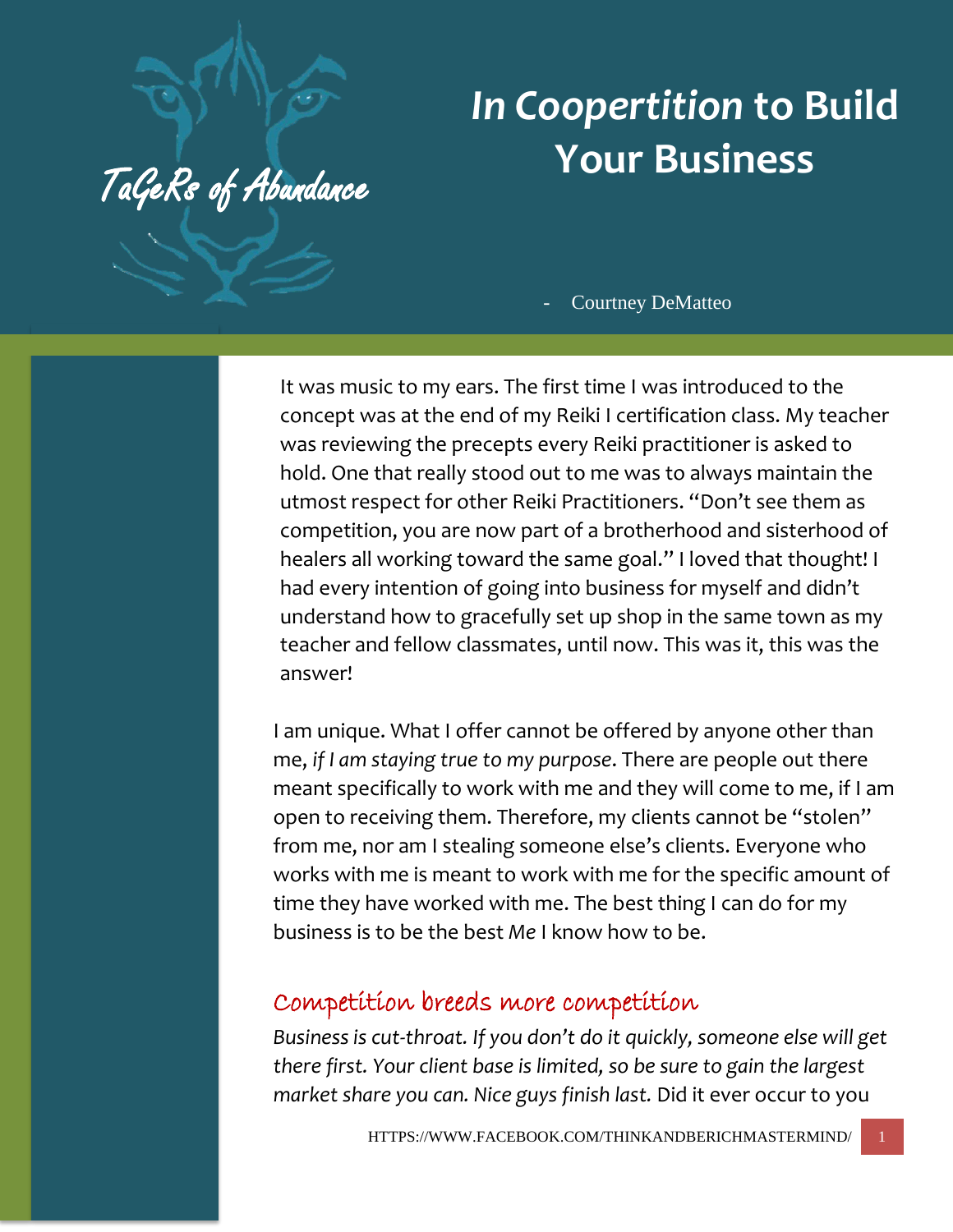TaGeRs of Abundance

# *In Coopertition* to Build Your Business

- Courtney DeMatteo

It was music to my ears. The first time I was introduced to the concept was at the end of my Reiki I certification class. My teacher was reviewing the precepts every Reiki practitioner is asked to hold. One that really stood out to me was to always maintain the utmost respect for other Reiki Practitioners. "Don't see them as competition, you are now part of a brotherhood and sisterhood of healers all working toward the same goal." I loved that thought! I had every intention of going into business for myself and didn't understand how to gracefully set up shop in the same town as my teacher and fellow classmates, until now. This was it, this was the answer!

I am unique. What I offer cannot be offered by anyone other than me, *if I am staying true to my purpose*. There are people out there meant specifically to work with me and they will come to me, if I am open to receiving them. Therefore, my clients cannot be "stolen" from me, nor am I stealing someone else's clients. Everyone who works with me is meant to work with me for the specific amount of time they have worked with me. The best thing I can do for my business is to be the best *Me* I know how to be.

## Competition breeds more competition

*Business is cut-throat. If you don't do it quickly, someone else will get there first. Your client base is limited, so be sure to gain the largest market share you can. Nice guys finish last.* Did it ever occur to you

HTTPS://WWW.FACEBOOK.COM/THINKANDBERICHMASTERMIND/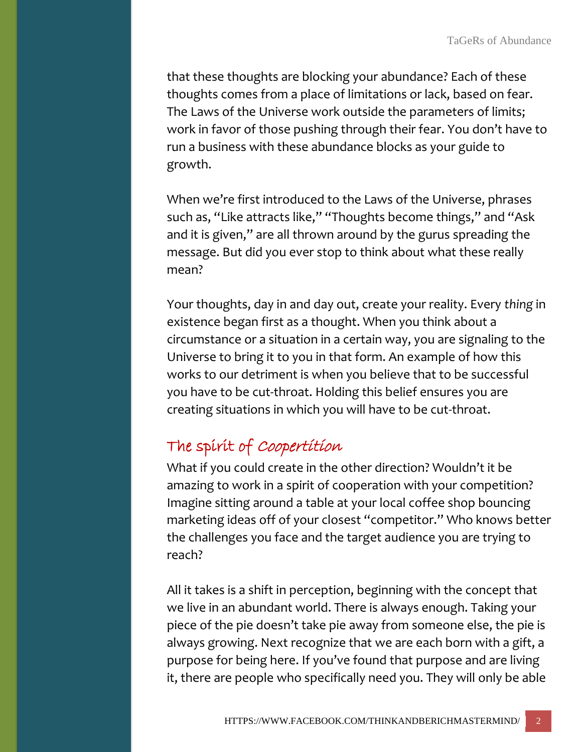that these thoughts are blocking your abundance? Each of these thoughts comes from a place of limitations or lack, based on fear. The Laws of the Universe work outside the parameters of limits; work in favor of those pushing through their fear. You don't have to run a business with these abundance blocks as your guide to growth.

When we're first introduced to the Laws of the Universe, phrases such as, "Like attracts like," "Thoughts become things," and "Ask and it is given," are all thrown around by the gurus spreading the message. But did you ever stop to think about what these really mean?

Your thoughts, day in and day out, create your reality. Every *thing* in existence began first as a thought. When you think about a circumstance or a situation in a certain way, you are signaling to the Universe to bring it to you in that form. An example of how this works to our detriment is when you believe that to be successful you have to be cut-throat. Holding this belief ensures you are creating situations in which you will have to be cut-throat.

## The spirit of Coopertition

What if you could create in the other direction? Wouldn't it be amazing to work in a spirit of cooperation with your competition? Imagine sitting around a table at your local coffee shop bouncing marketing ideas off of your closest "competitor." Who knows better the challenges you face and the target audience you are trying to reach?

All it takes is a shift in perception, beginning with the concept that we live in an abundant world. There is always enough. Taking your piece of the pie doesn't take pie away from someone else, the pie is always growing. Next recognize that we are each born with a gift, a purpose for being here. If you've found that purpose and are living it, there are people who specifically need you. They will only be able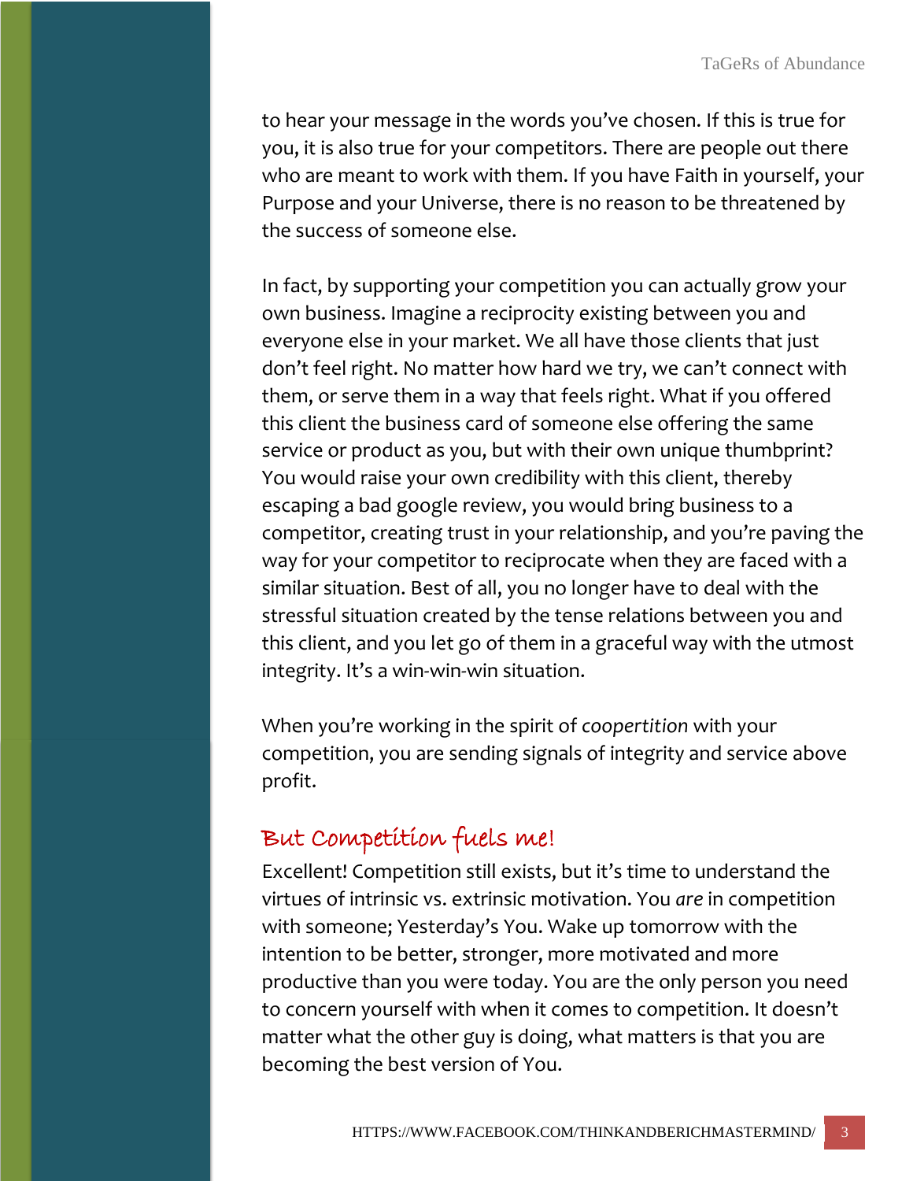to hear your message in the words you've chosen. If this is true for you, it is also true for your competitors. There are people out there who are meant to work with them. If you have Faith in yourself, your Purpose and your Universe, there is no reason to be threatened by the success of someone else.

In fact, by supporting your competition you can actually grow your own business. Imagine a reciprocity existing between you and everyone else in your market. We all have those clients that just don't feel right. No matter how hard we try, we can't connect with them, or serve them in a way that feels right. What if you offered this client the business card of someone else offering the same service or product as you, but with their own unique thumbprint? You would raise your own credibility with this client, thereby escaping a bad google review, you would bring business to a competitor, creating trust in your relationship, and you're paving the way for your competitor to reciprocate when they are faced with a similar situation. Best of all, you no longer have to deal with the stressful situation created by the tense relations between you and this client, and you let go of them in a graceful way with the utmost integrity. It's a win-win-win situation.

When you're working in the spirit of *coopertition* with your competition, you are sending signals of integrity and service above profit.

## But Competition fuels me!

Excellent! Competition still exists, but it's time to understand the virtues of intrinsic vs. extrinsic motivation. You *are* in competition with someone; Yesterday's You. Wake up tomorrow with the intention to be better, stronger, more motivated and more productive than you were today. You are the only person you need to concern yourself with when it comes to competition. It doesn't matter what the other guy is doing, what matters is that you are becoming the best version of You.